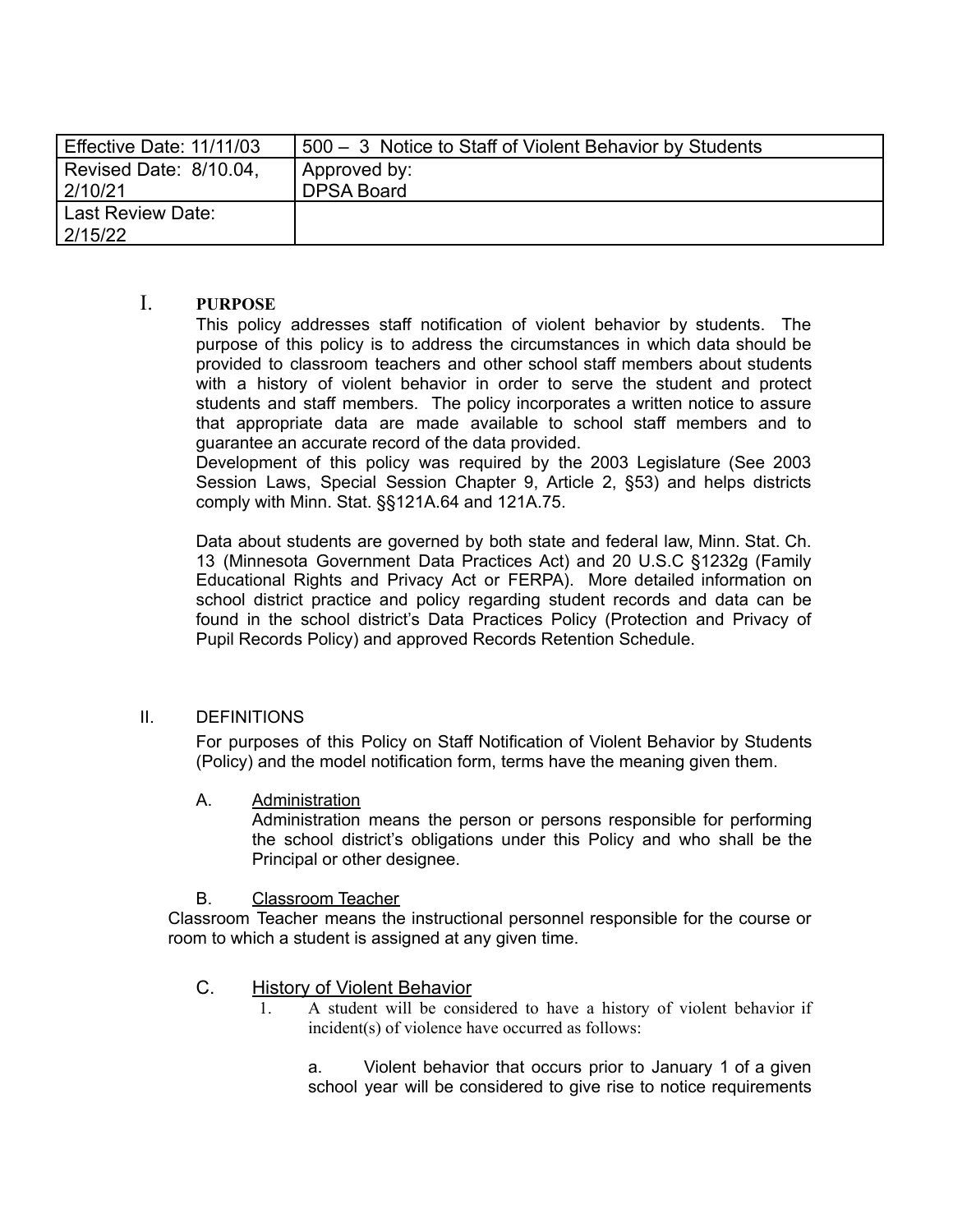| Effective Date: 11/11/03 | 500 – 3 Notice to Staff of Violent Behavior by Students |
|---|---|
| Revised Date: 8/10.04, 2/10/21 | Approved by: DPSA Board |
| Last Review Date: 2/15/22 | |

## I. PURPOSE

This policy addresses staff notification of violent behavior by students. The purpose of this policy is to address the circumstances in which data should be provided to classroom teachers and other school staff members about students with a history of violent behavior in order to serve the student and protect students and staff members. The policy incorporates a written notice to assure that appropriate data are made available to school staff members and to guarantee an accurate record of the data provided.

Development of this policy was required by the 2003 Legislature (See 2003 Session Laws, Special Session Chapter 9, Article 2, §53) and helps districts comply with Minn. Stat. §§121A.64 and 121A.75.

Data about students are governed by both state and federal law, Minn. Stat. Ch. 13 (Minnesota Government Data Practices Act) and 20 U.S.C §1232g (Family Educational Rights and Privacy Act or FERPA). More detailed information on school district practice and policy regarding student records and data can be found in the school district's Data Practices Policy (Protection and Privacy of Pupil Records Policy) and approved Records Retention Schedule.

## II. DEFINITIONS

For purposes of this Policy on Staff Notification of Violent Behavior by Students (Policy) and the model notification form, terms have the meaning given them.

### A. Administration

Administration means the person or persons responsible for performing the school district's obligations under this Policy and who shall be the Principal or other designee.

### B. Classroom Teacher

Classroom Teacher means the instructional personnel responsible for the course or room to which a student is assigned at any given time.

### C. History of Violent Behavior

1. A student will be considered to have a history of violent behavior if incident(s) of violence have occurred as follows:

   a. Violent behavior that occurs prior to January 1 of a given school year will be considered to give rise to notice requirements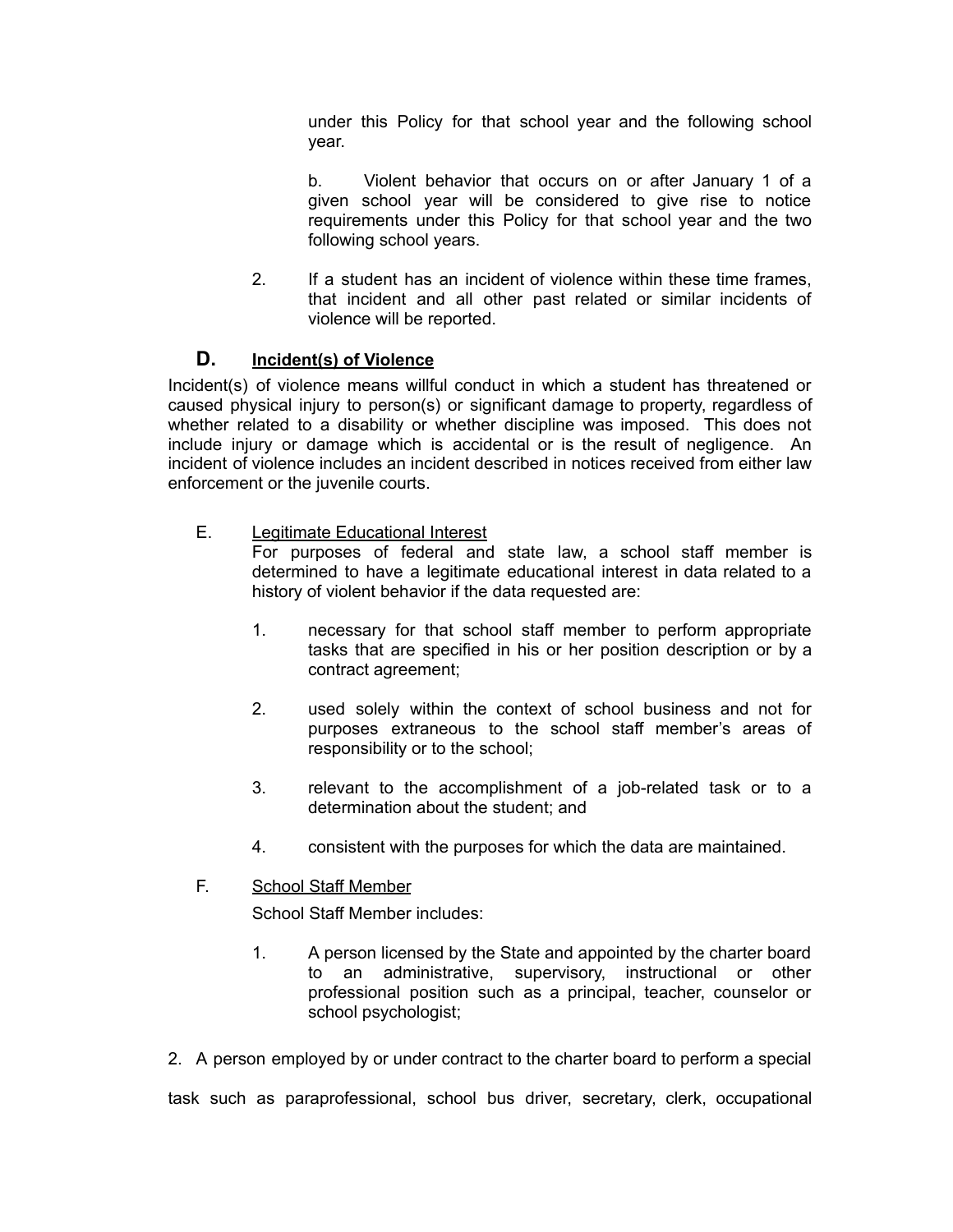under this Policy for that school year and the following school year.

b. Violent behavior that occurs on or after January 1 of a given school year will be considered to give rise to notice requirements under this Policy for that school year and the two following school years.

2. If a student has an incident of violence within these time frames, that incident and all other past related or similar incidents of violence will be reported.

### D. <u>Incident(s) of Violence</u>

Incident(s) of violence means willful conduct in which a student has threatened or caused physical injury to person(s) or significant damage to property, regardless of whether related to a disability or whether discipline was imposed. This does not include injury or damage which is accidental or is the result of negligence. An incident of violence includes an incident described in notices received from either law enforcement or the juvenile courts.

E. <u>Legitimate Educational Interest</u>

For purposes of federal and state law, a school staff member is determined to have a legitimate educational interest in data related to a history of violent behavior if the data requested are:

1. necessary for that school staff member to perform appropriate tasks that are specified in his or her position description or by a contract agreement;

2. used solely within the context of school business and not for purposes extraneous to the school staff member's areas of responsibility or to the school;

3. relevant to the accomplishment of a job-related task or to a determination about the student; and

4. consistent with the purposes for which the data are maintained.

F. <u>School Staff Member</u>

School Staff Member includes:

1. A person licensed by the State and appointed by the charter board to an administrative, supervisory, instructional or other professional position such as a principal, teacher, counselor or school psychologist;

2. A person employed by or under contract to the charter board to perform a special task such as paraprofessional, school bus driver, secretary, clerk, occupational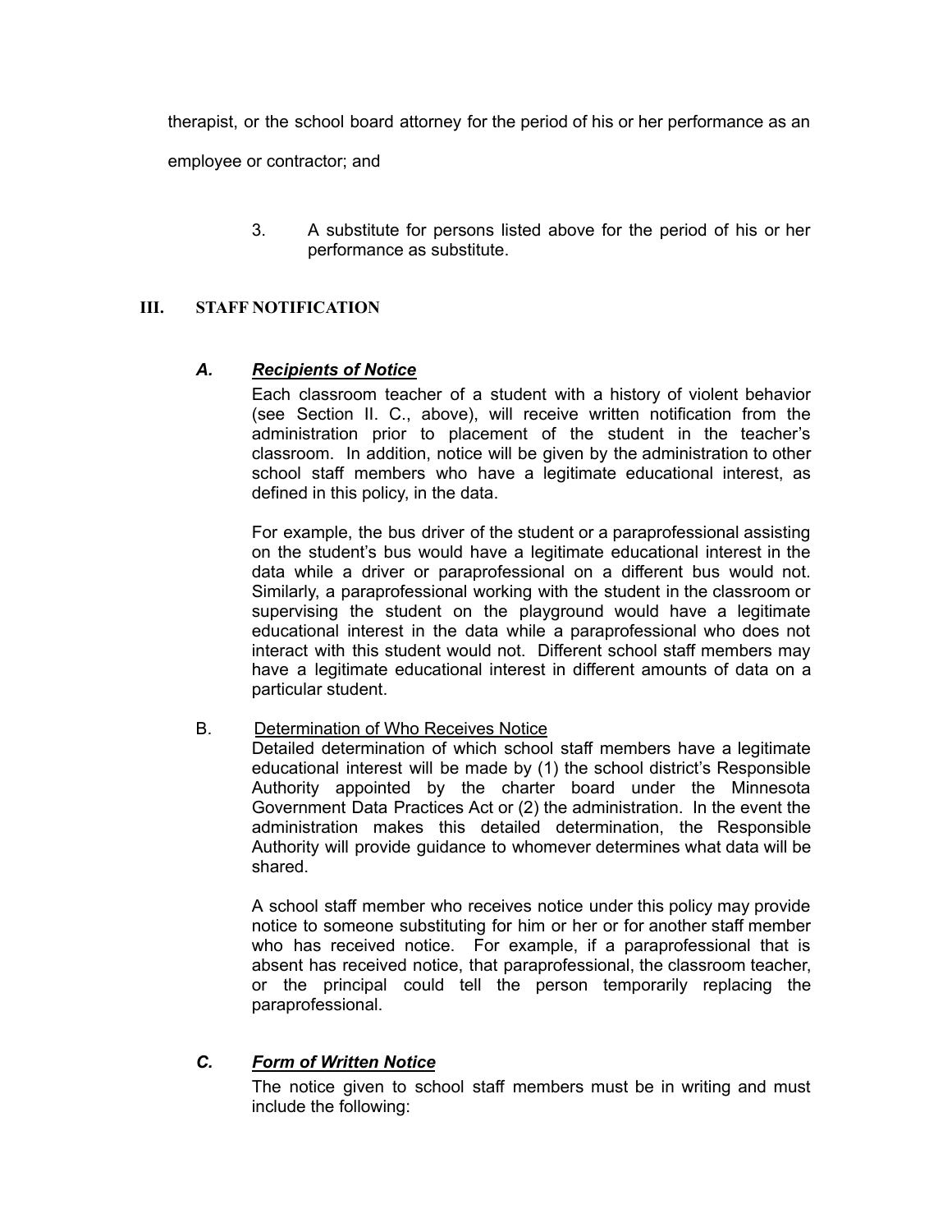therapist, or the school board attorney for the period of his or her performance as an employee or contractor; and

3. A substitute for persons listed above for the period of his or her performance as substitute.

## III. STAFF NOTIFICATION

### *A. Recipients of Notice*

Each classroom teacher of a student with a history of violent behavior (see Section II. C., above), will receive written notification from the administration prior to placement of the student in the teacher's classroom. In addition, notice will be given by the administration to other school staff members who have a legitimate educational interest, as defined in this policy, in the data.

For example, the bus driver of the student or a paraprofessional assisting on the student's bus would have a legitimate educational interest in the data while a driver or paraprofessional on a different bus would not. Similarly, a paraprofessional working with the student in the classroom or supervising the student on the playground would have a legitimate educational interest in the data while a paraprofessional who does not interact with this student would not. Different school staff members may have a legitimate educational interest in different amounts of data on a particular student.

### B. Determination of Who Receives Notice

Detailed determination of which school staff members have a legitimate educational interest will be made by (1) the school district's Responsible Authority appointed by the charter board under the Minnesota Government Data Practices Act or (2) the administration. In the event the administration makes this detailed determination, the Responsible Authority will provide guidance to whomever determines what data will be shared.

A school staff member who receives notice under this policy may provide notice to someone substituting for him or her or for another staff member who has received notice. For example, if a paraprofessional that is absent has received notice, that paraprofessional, the classroom teacher, or the principal could tell the person temporarily replacing the paraprofessional.

### *C. Form of Written Notice*

The notice given to school staff members must be in writing and must include the following: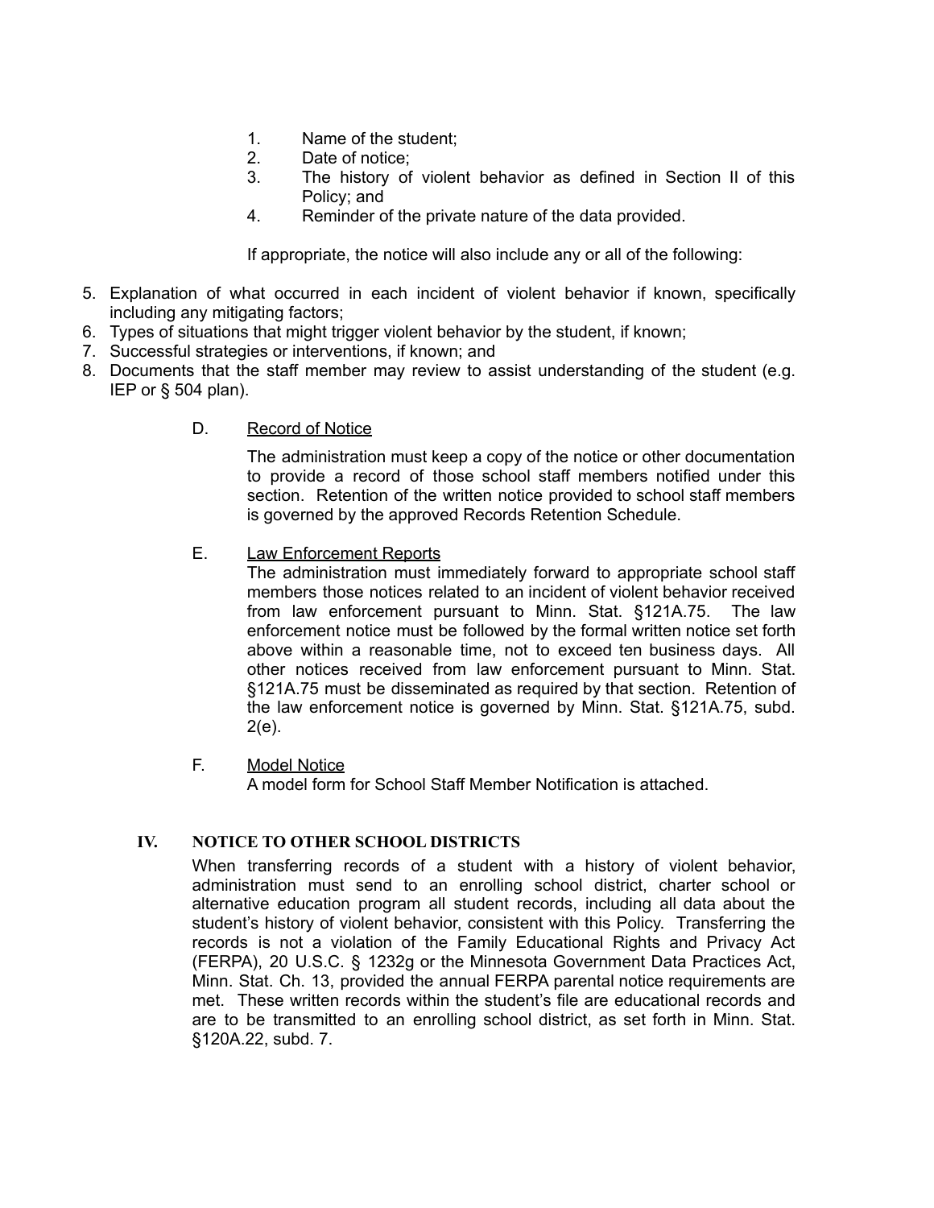1. Name of the student;
2. Date of notice;
3. The history of violent behavior as defined in Section II of this Policy; and
4. Reminder of the private nature of the data provided.

If appropriate, the notice will also include any or all of the following:

5. Explanation of what occurred in each incident of violent behavior if known, specifically including any mitigating factors;
6. Types of situations that might trigger violent behavior by the student, if known;
7. Successful strategies or interventions, if known; and
8. Documents that the staff member may review to assist understanding of the student (e.g. IEP or § 504 plan).

D. Record of Notice

The administration must keep a copy of the notice or other documentation to provide a record of those school staff members notified under this section. Retention of the written notice provided to school staff members is governed by the approved Records Retention Schedule.

E. Law Enforcement Reports

The administration must immediately forward to appropriate school staff members those notices related to an incident of violent behavior received from law enforcement pursuant to Minn. Stat. §121A.75. The law enforcement notice must be followed by the formal written notice set forth above within a reasonable time, not to exceed ten business days. All other notices received from law enforcement pursuant to Minn. Stat. §121A.75 must be disseminated as required by that section. Retention of the law enforcement notice is governed by Minn. Stat. §121A.75, subd. 2(e).

F. Model Notice

A model form for School Staff Member Notification is attached.

## IV. NOTICE TO OTHER SCHOOL DISTRICTS

When transferring records of a student with a history of violent behavior, administration must send to an enrolling school district, charter school or alternative education program all student records, including all data about the student's history of violent behavior, consistent with this Policy. Transferring the records is not a violation of the Family Educational Rights and Privacy Act (FERPA), 20 U.S.C. § 1232g or the Minnesota Government Data Practices Act, Minn. Stat. Ch. 13, provided the annual FERPA parental notice requirements are met. These written records within the student's file are educational records and are to be transmitted to an enrolling school district, as set forth in Minn. Stat. §120A.22, subd. 7.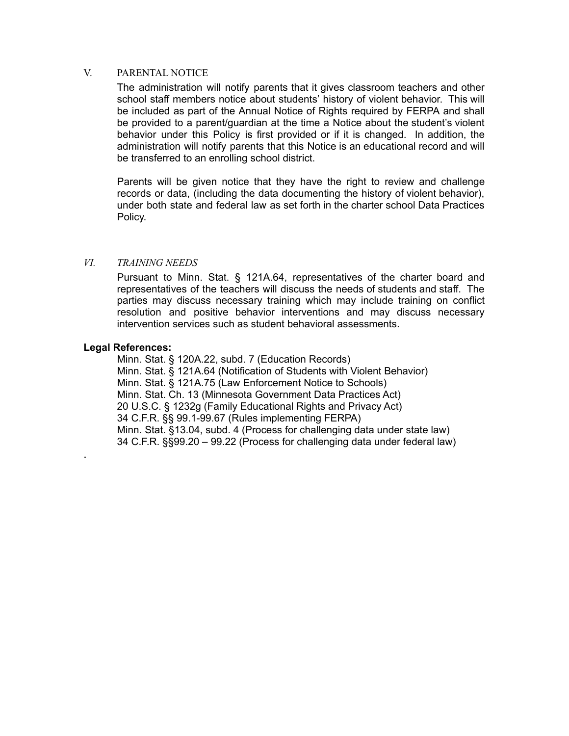## V. PARENTAL NOTICE

The administration will notify parents that it gives classroom teachers and other school staff members notice about students' history of violent behavior. This will be included as part of the Annual Notice of Rights required by FERPA and shall be provided to a parent/guardian at the time a Notice about the student's violent behavior under this Policy is first provided or if it is changed. In addition, the administration will notify parents that this Notice is an educational record and will be transferred to an enrolling school district.

Parents will be given notice that they have the right to review and challenge records or data, (including the data documenting the history of violent behavior), under both state and federal law as set forth in the charter school Data Practices Policy.

## *VI. TRAINING NEEDS*

Pursuant to Minn. Stat. § 121A.64, representatives of the charter board and representatives of the teachers will discuss the needs of students and staff. The parties may discuss necessary training which may include training on conflict resolution and positive behavior interventions and may discuss necessary intervention services such as student behavioral assessments.

**Legal References:**

Minn. Stat. § 120A.22, subd. 7 (Education Records)
Minn. Stat. § 121A.64 (Notification of Students with Violent Behavior)
Minn. Stat. § 121A.75 (Law Enforcement Notice to Schools)
Minn. Stat. Ch. 13 (Minnesota Government Data Practices Act)
20 U.S.C. § 1232g (Family Educational Rights and Privacy Act)
34 C.F.R. §§ 99.1-99.67 (Rules implementing FERPA)
Minn. Stat. §13.04, subd. 4 (Process for challenging data under state law)
34 C.F.R. §§99.20 – 99.22 (Process for challenging data under federal law)

.